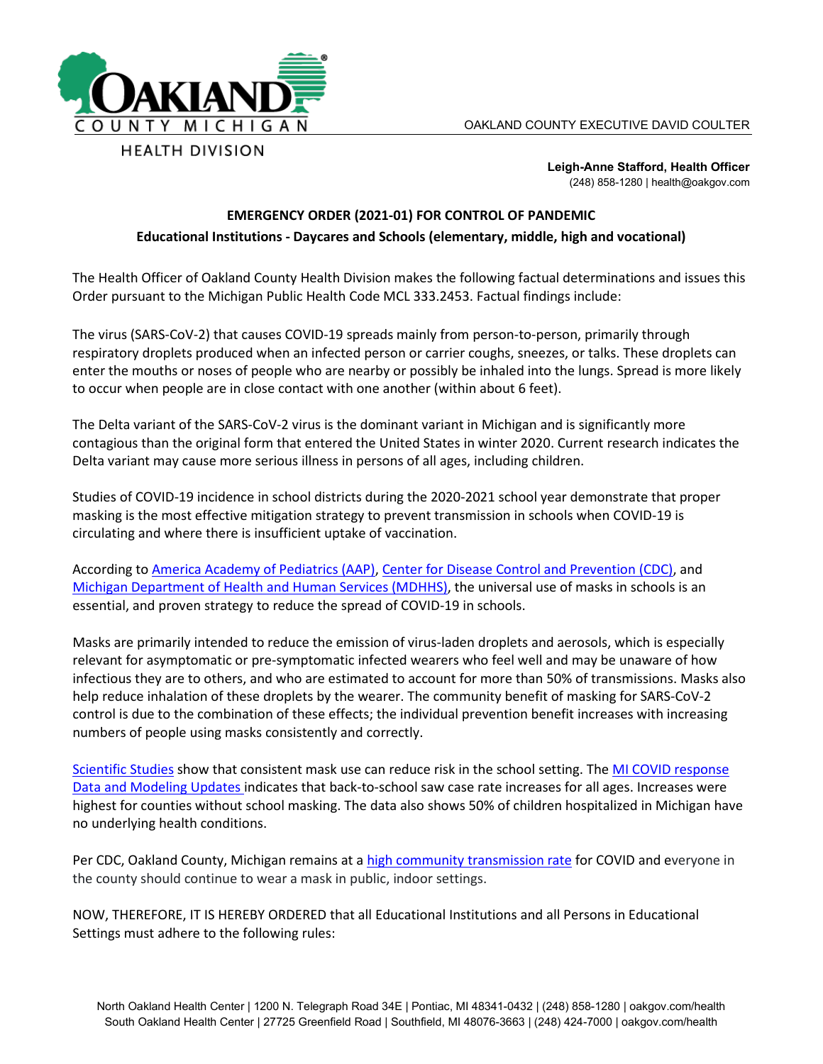OAKLAND COUNTY MICHIGAN

HEALTH DIVISION

OAKLAND COUNTY EXECUTIVE DAVID COULTER

**Leigh-Anne Stafford, Health Officer**
(248) 858-1280 | health@oakgov.com

## EMERGENCY ORDER (2021-01) FOR CONTROL OF PANDEMIC

### Educational Institutions - Daycares and Schools (elementary, middle, high and vocational)

The Health Officer of Oakland County Health Division makes the following factual determinations and issues this Order pursuant to the Michigan Public Health Code MCL 333.2453. Factual findings include:

The virus (SARS-CoV-2) that causes COVID-19 spreads mainly from person-to-person, primarily through respiratory droplets produced when an infected person or carrier coughs, sneezes, or talks. These droplets can enter the mouths or noses of people who are nearby or possibly be inhaled into the lungs. Spread is more likely to occur when people are in close contact with one another (within about 6 feet).

The Delta variant of the SARS-CoV-2 virus is the dominant variant in Michigan and is significantly more contagious than the original form that entered the United States in winter 2020. Current research indicates the Delta variant may cause more serious illness in persons of all ages, including children.

Studies of COVID-19 incidence in school districts during the 2020-2021 school year demonstrate that proper masking is the most effective mitigation strategy to prevent transmission in schools when COVID-19 is circulating and where there is insufficient uptake of vaccination.

According to America Academy of Pediatrics (AAP), Center for Disease Control and Prevention (CDC), and Michigan Department of Health and Human Services (MDHHS), the universal use of masks in schools is an essential, and proven strategy to reduce the spread of COVID-19 in schools.

Masks are primarily intended to reduce the emission of virus-laden droplets and aerosols, which is especially relevant for asymptomatic or pre-symptomatic infected wearers who feel well and may be unaware of how infectious they are to others, and who are estimated to account for more than 50% of transmissions. Masks also help reduce inhalation of these droplets by the wearer. The community benefit of masking for SARS-CoV-2 control is due to the combination of these effects; the individual prevention benefit increases with increasing numbers of people using masks consistently and correctly.

Scientific Studies show that consistent mask use can reduce risk in the school setting. The MI COVID response Data and Modeling Updates indicates that back-to-school saw case rate increases for all ages. Increases were highest for counties without school masking. The data also shows 50% of children hospitalized in Michigan have no underlying health conditions.

Per CDC, Oakland County, Michigan remains at a high community transmission rate for COVID and everyone in the county should continue to wear a mask in public, indoor settings.

NOW, THEREFORE, IT IS HEREBY ORDERED that all Educational Institutions and all Persons in Educational Settings must adhere to the following rules: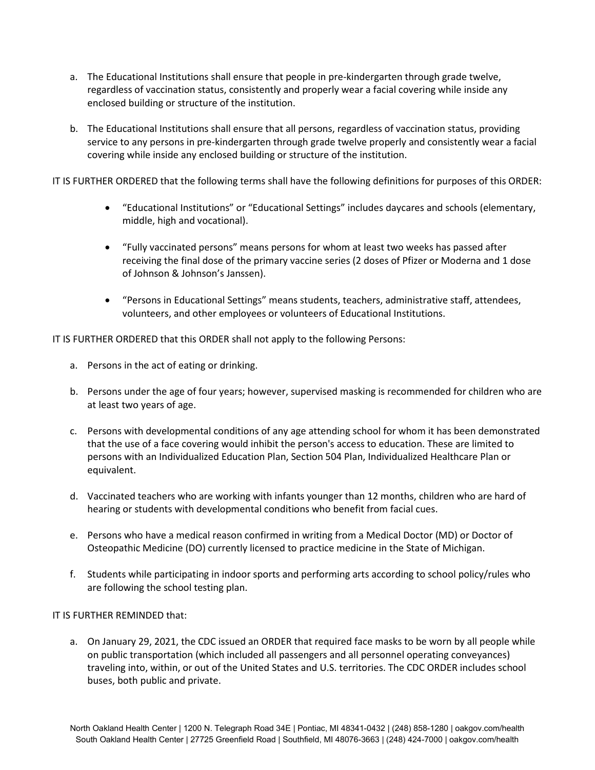a. The Educational Institutions shall ensure that people in pre-kindergarten through grade twelve, regardless of vaccination status, consistently and properly wear a facial covering while inside any enclosed building or structure of the institution.

b. The Educational Institutions shall ensure that all persons, regardless of vaccination status, providing service to any persons in pre-kindergarten through grade twelve properly and consistently wear a facial covering while inside any enclosed building or structure of the institution.

IT IS FURTHER ORDERED that the following terms shall have the following definitions for purposes of this ORDER:

- "Educational Institutions" or "Educational Settings" includes daycares and schools (elementary, middle, high and vocational).
- "Fully vaccinated persons" means persons for whom at least two weeks has passed after receiving the final dose of the primary vaccine series (2 doses of Pfizer or Moderna and 1 dose of Johnson & Johnson's Janssen).
- "Persons in Educational Settings" means students, teachers, administrative staff, attendees, volunteers, and other employees or volunteers of Educational Institutions.

IT IS FURTHER ORDERED that this ORDER shall not apply to the following Persons:

a. Persons in the act of eating or drinking.

b. Persons under the age of four years; however, supervised masking is recommended for children who are at least two years of age.

c. Persons with developmental conditions of any age attending school for whom it has been demonstrated that the use of a face covering would inhibit the person's access to education. These are limited to persons with an Individualized Education Plan, Section 504 Plan, Individualized Healthcare Plan or equivalent.

d. Vaccinated teachers who are working with infants younger than 12 months, children who are hard of hearing or students with developmental conditions who benefit from facial cues.

e. Persons who have a medical reason confirmed in writing from a Medical Doctor (MD) or Doctor of Osteopathic Medicine (DO) currently licensed to practice medicine in the State of Michigan.

f. Students while participating in indoor sports and performing arts according to school policy/rules who are following the school testing plan.

IT IS FURTHER REMINDED that:

a. On January 29, 2021, the CDC issued an ORDER that required face masks to be worn by all people while on public transportation (which included all passengers and all personnel operating conveyances) traveling into, within, or out of the United States and U.S. territories. The CDC ORDER includes school buses, both public and private.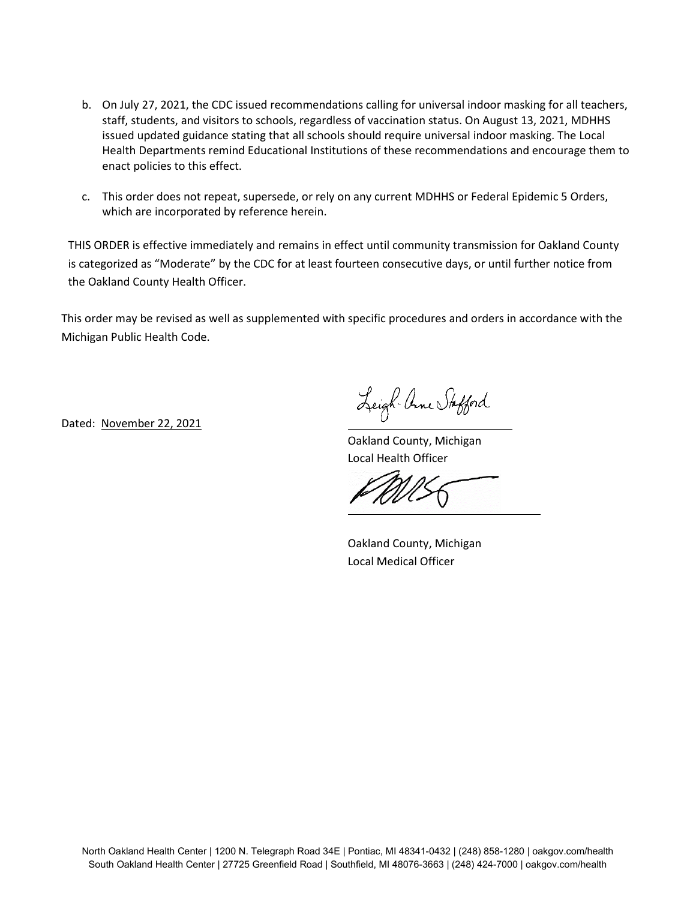b. On July 27, 2021, the CDC issued recommendations calling for universal indoor masking for all teachers, staff, students, and visitors to schools, regardless of vaccination status. On August 13, 2021, MDHHS issued updated guidance stating that all schools should require universal indoor masking. The Local Health Departments remind Educational Institutions of these recommendations and encourage them to enact policies to this effect.

c. This order does not repeat, supersede, or rely on any current MDHHS or Federal Epidemic 5 Orders, which are incorporated by reference herein.

THIS ORDER is effective immediately and remains in effect until community transmission for Oakland County is categorized as "Moderate" by the CDC for at least fourteen consecutive days, or until further notice from the Oakland County Health Officer.

This order may be revised as well as supplemented with specific procedures and orders in accordance with the Michigan Public Health Code.

Dated: November 22, 2021

Leigh-Anne Stafford

Oakland County, Michigan
Local Health Officer

Oakland County, Michigan
Local Medical Officer

North Oakland Health Center | 1200 N. Telegraph Road 34E | Pontiac, MI 48341-0432 | (248) 858-1280 | oakgov.com/health
South Oakland Health Center | 27725 Greenfield Road | Southfield, MI 48076-3663 | (248) 424-7000 | oakgov.com/health